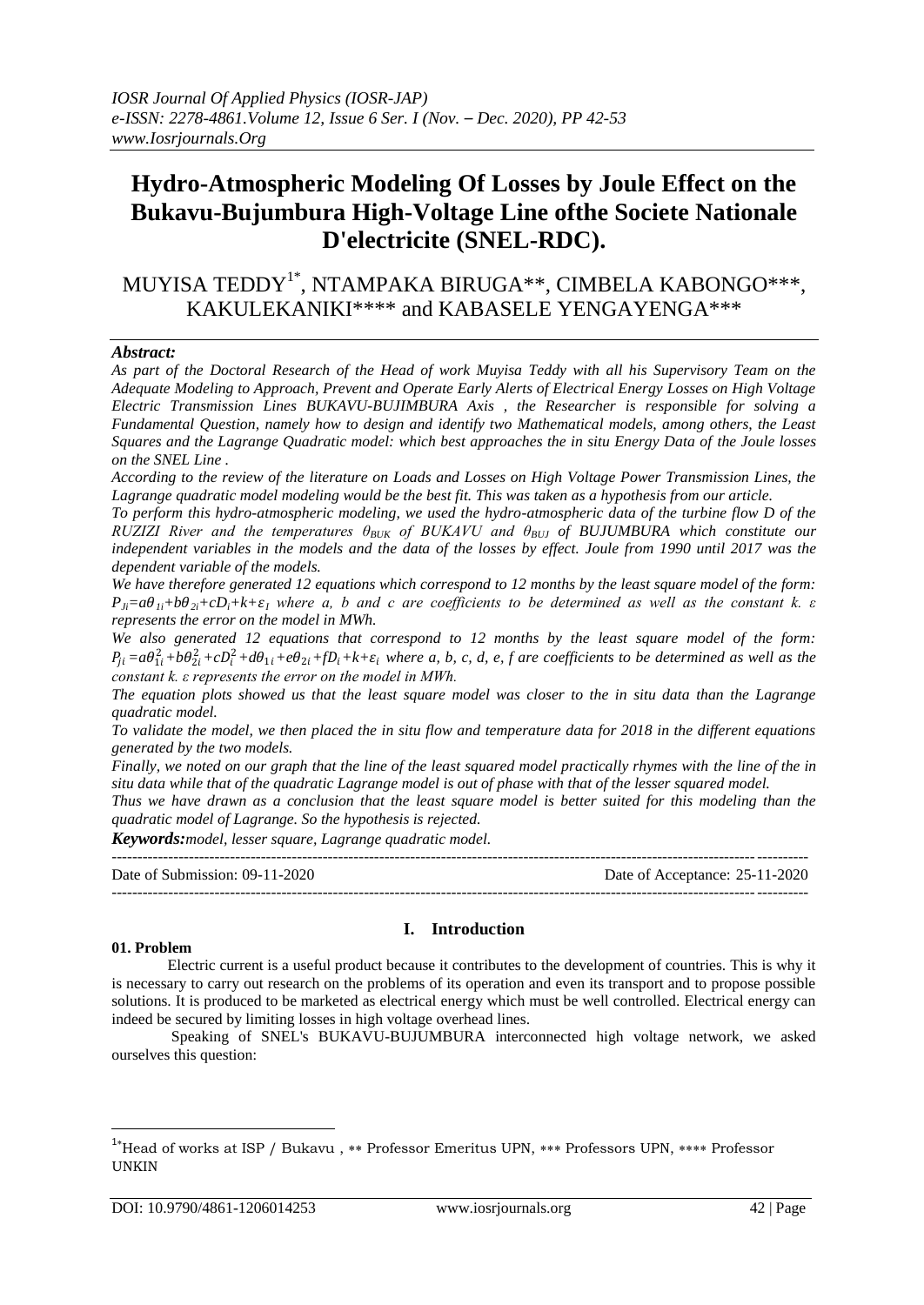# Hydro-Atmospheric Modeling Of Losses by Joule Effect on the Bukavu-Bujumbura High-Voltage Line ofthe Societe Nationale D'electricite (SNEL-RDC).

MUYISA TEDDY[1*], NTAMPAKA BIRUGA**, CIMBELA KABONGO***, KAKULEKANIKI**** and KABASELE YENGAYENGA***

***Abstract:***

*As part of the Doctoral Research of the Head of work Muyisa Teddy with all his Supervisory Team on the Adequate Modeling to Approach, Prevent and Operate Early Alerts of Electrical Energy Losses on High Voltage Electric Transmission Lines BUKAVU-BUJIMBURA Axis , the Researcher is responsible for solving a Fundamental Question, namely how to design and identify two Mathematical models, among others, the Least Squares and the Lagrange Quadratic model: which best approaches the in situ Energy Data of the Joule losses on the SNEL Line .*

*According to the review of the literature on Loads and Losses on High Voltage Power Transmission Lines, the Lagrange quadratic model modeling would be the best fit. This was taken as a hypothesis from our article.*

*To perform this hydro-atmospheric modeling, we used the hydro-atmospheric data of the turbine flow D of the RUZIZI River and the temperatures $\theta_{BUK}$ of BUKAVU and $\theta_{BUJ}$ of BUJUMBURA which constitute our independent variables in the models and the data of the losses by effect. Joule from 1990 until 2017 was the dependent variable of the models.*

*We have therefore generated 12 equations which correspond to 12 months by the least square model of the form: $P_{Ji}=a\theta_{1i}+b\theta_{2i}+cD_i+k+\varepsilon_I$ where a, b and c are coefficients to be determined as well as the constant k. ε represents the error on the model in MWh.*

*We also generated 12 equations that correspond to 12 months by the least square model of the form: $P_{ji}=a\theta_{1i}^2+b\theta_{2i}^2+cD_i^2+d\theta_{1i}+e\theta_{2i}+fD_i+k+\varepsilon_i$ where a, b, c, d, e, f are coefficients to be determined as well as the constant k. ε represents the error on the model in MWh.*

*The equation plots showed us that the least square model was closer to the in situ data than the Lagrange quadratic model.*

*To validate the model, we then placed the in situ flow and temperature data for 2018 in the different equations generated by the two models.*

*Finally, we noted on our graph that the line of the least squared model practically rhymes with the line of the in situ data while that of the quadratic Lagrange model is out of phase with that of the lesser squared model.*

*Thus we have drawn as a conclusion that the least square model is better suited for this modeling than the quadratic model of Lagrange. So the hypothesis is rejected.*

***Keywords:*** *model, lesser square, Lagrange quadratic model.*

---

Date of Submission: 09-11-2020 | Date of Acceptance: 25-11-2020

---

## I. Introduction

### 01. Problem

Electric current is a useful product because it contributes to the development of countries. This is why it is necessary to carry out research on the problems of its operation and even its transport and to propose possible solutions. It is produced to be marketed as electrical energy which must be well controlled. Electrical energy can indeed be secured by limiting losses in high voltage overhead lines.

Speaking of SNEL's BUKAVU-BUJUMBURA interconnected high voltage network, we asked ourselves this question:

---

[1*] Head of works at ISP / Bukavu , ** Professor Emeritus UPN, *** Professors UPN, **** Professor UNKIN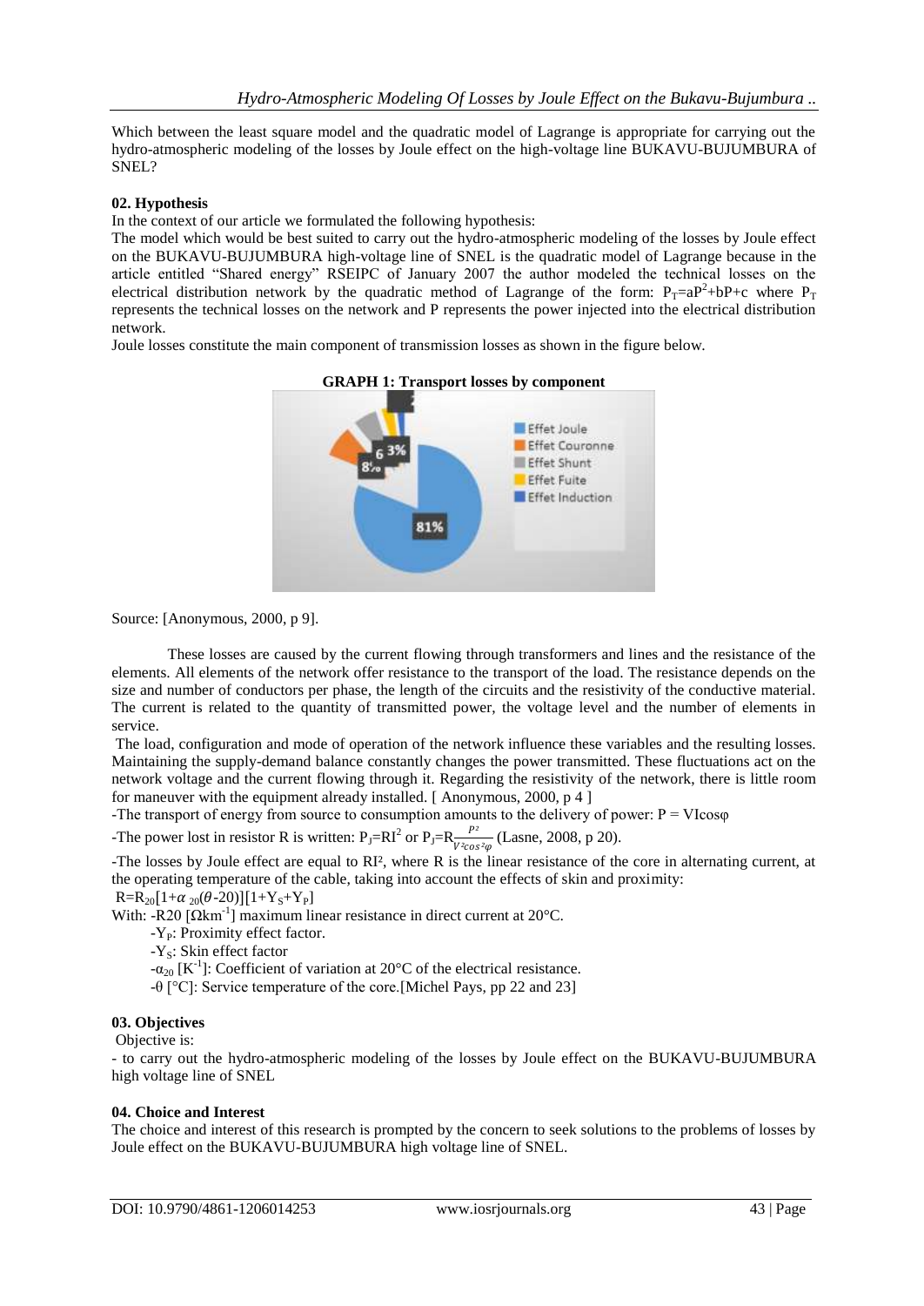Which between the least square model and the quadratic model of Lagrange is appropriate for carrying out the hydro-atmospheric modeling of the losses by Joule effect on the high-voltage line BUKAVU-BUJUMBURA of SNEL?

## 02. Hypothesis

In the context of our article we formulated the following hypothesis:

The model which would be best suited to carry out the hydro-atmospheric modeling of the losses by Joule effect on the BUKAVU-BUJUMBURA high-voltage line of SNEL is the quadratic model of Lagrange because in the article entitled "Shared energy" RSEIPC of January 2007 the author modeled the technical losses on the electrical distribution network by the quadratic method of Lagrange of the form: $P_T=aP^2+bP+c$ where $P_T$ represents the technical losses on the network and P represents the power injected into the electrical distribution network.

Joule losses constitute the main component of transmission losses as shown in the figure below.

**GRAPH 1: Transport losses by component**

Source: [Anonymous, 2000, p 9].

These losses are caused by the current flowing through transformers and lines and the resistance of the elements. All elements of the network offer resistance to the transport of the load. The resistance depends on the size and number of conductors per phase, the length of the circuits and the resistivity of the conductive material. The current is related to the quantity of transmitted power, the voltage level and the number of elements in service.

The load, configuration and mode of operation of the network influence these variables and the resulting losses. Maintaining the supply-demand balance constantly changes the power transmitted. These fluctuations act on the network voltage and the current flowing through it. Regarding the resistivity of the network, there is little room for maneuver with the equipment already installed. [ Anonymous, 2000, p 4 ]

-The transport of energy from source to consumption amounts to the delivery of power: $P = VI\cos\varphi$

-The power lost in resistor R is written: $P_J=RI^2$ or $P_J=R\frac{P^2}{V^2\cos^2\varphi}$ (Lasne, 2008, p 20).

-The losses by Joule effect are equal to RI², where R is the linear resistance of the core in alternating current, at the operating temperature of the cable, taking into account the effects of skin and proximity:

$R=R_{20}[1+\alpha_{20}(\theta-20)][1+Y_S+Y_P]$

With: -R20 [$\Omega km^{-1}$] maximum linear resistance in direct current at 20°C.

- $Y_P$: Proximity effect factor.
- $Y_S$: Skin effect factor
- $\alpha_{20}$ [$K^{-1}$]: Coefficient of variation at 20°C of the electrical resistance.
- $\theta$ [°C]: Service temperature of the core.[Michel Pays, pp 22 and 23]

## 03. Objectives

Objective is:

- to carry out the hydro-atmospheric modeling of the losses by Joule effect on the BUKAVU-BUJUMBURA high voltage line of SNEL

## 04. Choice and Interest

The choice and interest of this research is prompted by the concern to seek solutions to the problems of losses by Joule effect on the BUKAVU-BUJUMBURA high voltage line of SNEL.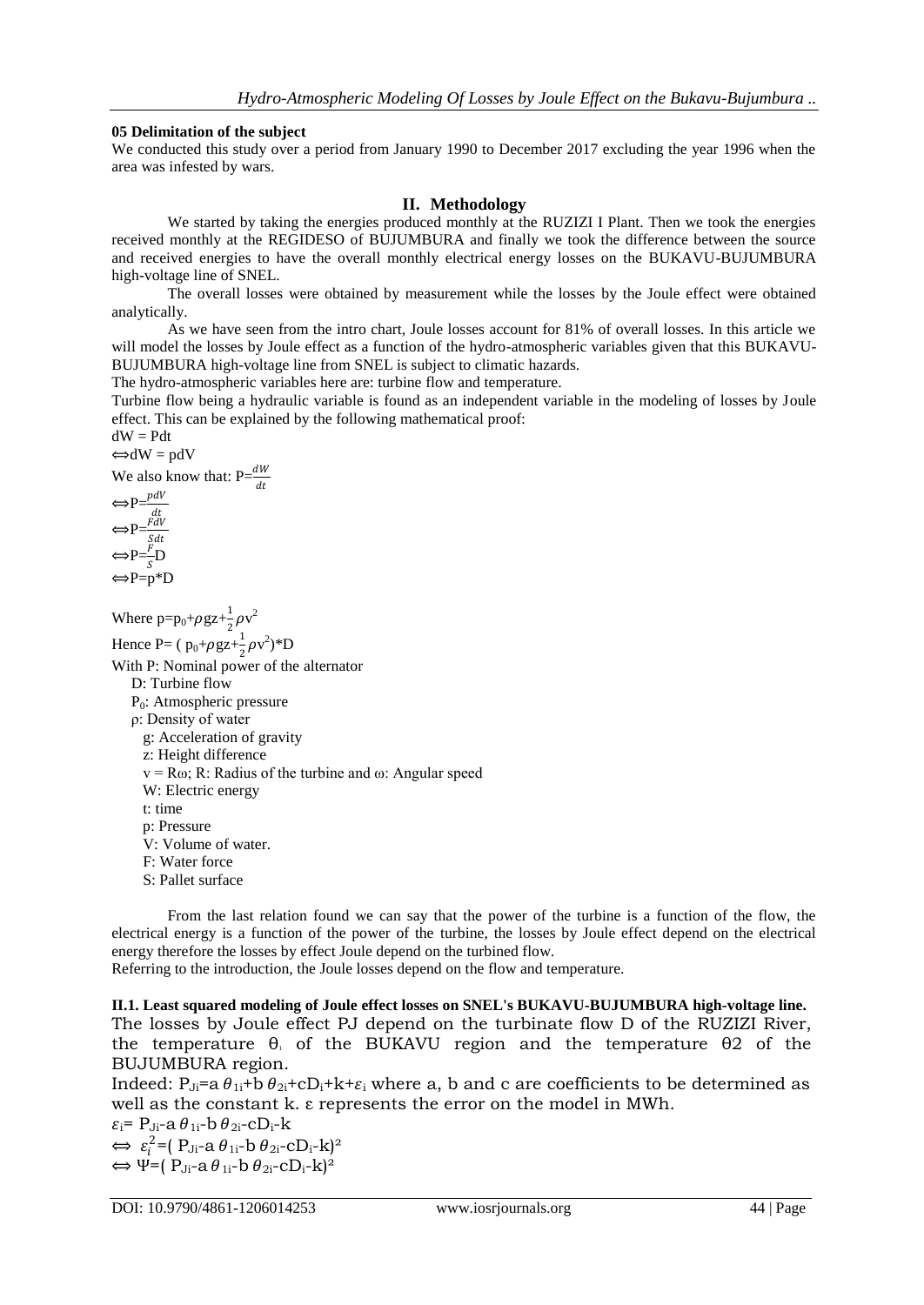**05 Delimitation of the subject**

We conducted this study over a period from January 1990 to December 2017 excluding the year 1996 when the area was infested by wars.

## II. Methodology

We started by taking the energies produced monthly at the RUZIZI I Plant. Then we took the energies received monthly at the REGIDESO of BUJUMBURA and finally we took the difference between the source and received energies to have the overall monthly electrical energy losses on the BUKAVU-BUJUMBURA high-voltage line of SNEL.

The overall losses were obtained by measurement while the losses by the Joule effect were obtained analytically.

As we have seen from the intro chart, Joule losses account for 81% of overall losses. In this article we will model the losses by Joule effect as a function of the hydro-atmospheric variables given that this BUKAVU-BUJUMBURA high-voltage line from SNEL is subject to climatic hazards.

The hydro-atmospheric variables here are: turbine flow and temperature.

Turbine flow being a hydraulic variable is found as an independent variable in the modeling of losses by Joule effect. This can be explained by the following mathematical proof:

$dW = Pdt$

$\Leftrightarrow dW = pdV$

We also know that: $P = \frac{dW}{dt}$

$\Leftrightarrow P = \frac{pdV}{dt}$

$\Leftrightarrow P = \frac{FdV}{Sdt}$

$\Leftrightarrow P = \frac{F}{S}D$

$\Leftrightarrow P = p*D$

Where $p = p_0 + \rho gz + \frac{1}{2}\rho v^2$

Hence $P = (p_0 + \rho gz + \frac{1}{2}\rho v^2)*D$

With P: Nominal power of the alternator

- D: Turbine flow
- $P_0$: Atmospheric pressure
- ρ: Density of water
- g: Acceleration of gravity
- z: Height difference
- $v = R\omega$; R: Radius of the turbine and ω: Angular speed
- W: Electric energy
- t: time
- p: Pressure
- V: Volume of water.
- F: Water force
- S: Pallet surface

From the last relation found we can say that the power of the turbine is a function of the flow, the electrical energy is a function of the power of the turbine, the losses by Joule effect depend on the electrical energy therefore the losses by effect Joule depend on the turbined flow.

Referring to the introduction, the Joule losses depend on the flow and temperature.

**II.1. Least squared modeling of Joule effect losses on SNEL's BUKAVU-BUJUMBURA high-voltage line.**

The losses by Joule effect PJ depend on the turbinate flow D of the RUZIZI River, the temperature $\theta_1$ of the BUKAVU region and the temperature θ2 of the BUJUMBURA region.

Indeed: $P_{Ji} = a\theta_{1i} + b\theta_{2i} + cD_i + k + \varepsilon_i$ where a, b and c are coefficients to be determined as well as the constant k. ε represents the error on the model in MWh.

$\varepsilon_i = P_{Ji} - a\theta_{1i} - b\theta_{2i} - cD_i - k$

$\Leftrightarrow \varepsilon_i^2 = (P_{Ji} - a\theta_{1i} - b\theta_{2i} - cD_i - k)^2$

$\Leftrightarrow \Psi = (P_{Ji} - a\theta_{1i} - b\theta_{2i} - cD_i - k)^2$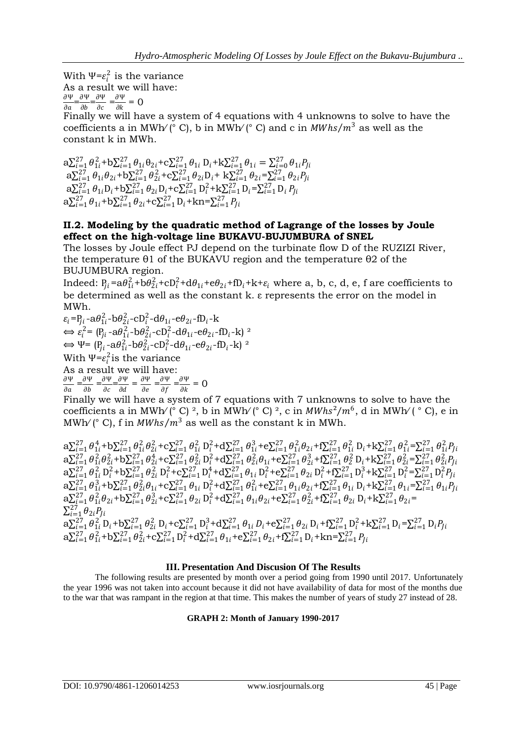With $\Psi=\varepsilon_i^2$ is the variance

As a result we will have:

$\frac{\partial \Psi}{\partial a}=\frac{\partial \Psi}{\partial b}=\frac{\partial \Psi}{\partial c}=\frac{\partial \Psi}{\partial k}=0$

Finally we will have a system of 4 equations with 4 unknowns to solve to have the coefficients a in MWh/(° C), b in MWh/(° C) and c in $MWhs/m^3$ as well as the constant k in MWh.

$$a\sum_{i=1}^{27}\theta_{1i}^2+b\sum_{i=1}^{27}\theta_{1i}\theta_{2i}+c\sum_{i=1}^{27}\theta_{1i}D_i+k\sum_{i=1}^{27}\theta_{1i}=\sum_{i=0}^{27}\theta_{1i}P_{Ji}$$

$$a\sum_{i=1}^{27}\theta_{1i}\theta_{2i}+b\sum_{i=1}^{27}\theta_{2i}^2+c\sum_{i=1}^{27}\theta_{2i}D_i+k\sum_{i=1}^{27}\theta_{2i}=\sum_{i=1}^{27}\theta_{2i}P_{Ji}$$

$$a\sum_{i=1}^{27}\theta_{1i}D_i+b\sum_{i=1}^{27}\theta_{2i}D_i+c\sum_{i=1}^{27}D_i^2+k\sum_{i=1}^{27}D_i=\sum_{i=1}^{27}D_i P_{Ji}$$

$$a\sum_{i=1}^{27}\theta_{1i}+b\sum_{i=1}^{27}\theta_{2i}+c\sum_{i=1}^{27}D_i+kn=\sum_{i=1}^{27}P_{Ji}$$

### II.2. Modeling by the quadratic method of Lagrange of the losses by Joule effect on the high-voltage line BUKAVU-BUJUMBURA of SNEL

The losses by Joule effect PJ depend on the turbinate flow D of the RUZIZI River, the temperature θ1 of the BUKAVU region and the temperature θ2 of the BUJUMBURA region.

Indeed: $P_{Ji}=a\theta_{1i}^2+b\theta_{2i}^2+cD_i^2+d\theta_{1i}+e\theta_{2i}+fD_i+k+\varepsilon_i$ where a, b, c, d, e, f are coefficients to be determined as well as the constant k. ε represents the error on the model in MWh.

$\varepsilon_i=P_{Ji}-a\theta_{1i}^2-b\theta_{2i}^2-cD_i^2-d\theta_{1i}-e\theta_{2i}-fD_i-k$

$\Leftrightarrow \varepsilon_i^2=(P_{Ji}-a\theta_{1i}^2-b\theta_{2i}^2-cD_i^2-d\theta_{1i}-e\theta_{2i}-fD_i-k)^2$

$\Leftrightarrow \Psi=(P_{Ji}-a\theta_{1i}^2-b\theta_{2i}^2-cD_i^2-d\theta_{1i}-e\theta_{2i}-fD_i-k)^2$

With $\Psi=\varepsilon_i^2$ is the variance

As a result we will have:

$\frac{\partial \Psi}{\partial a}=\frac{\partial \Psi}{\partial b}=\frac{\partial \Psi}{\partial c}=\frac{\partial \Psi}{\partial d}=\frac{\partial \Psi}{\partial e}=\frac{\partial \Psi}{\partial f}=\frac{\partial \Psi}{\partial k}=0$

Finally we will have a system of 7 equations with 7 unknowns to solve to have the coefficients a in MWh/(° C)², b in MWh/(° C)², c in $MWhs^2/m^6$, d in MWh/(° C), e in MWh/(° C), f in $MWhs/m^3$ as well as the constant k in MWh.

$$a\sum_{i=1}^{27}\theta_{1i}^4+b\sum_{i=1}^{27}\theta_{1i}^2\theta_{2i}^2+c\sum_{i=1}^{27}\theta_{1i}^2D_i^2+d\sum_{i=1}^{27}\theta_{1i}^3+e\sum_{i=1}^{27}\theta_{1i}^2\theta_{2i}+f\sum_{i=1}^{27}\theta_{1i}^2D_i+k\sum_{i=1}^{27}\theta_{1i}^2=\sum_{i=1}^{27}\theta_{1i}^2P_{Ji}$$

$$a\sum_{i=1}^{27}\theta_{1i}^2\theta_{2i}^2+b\sum_{i=1}^{27}\theta_{2i}^4+c\sum_{i=1}^{27}\theta_{2i}^2D_i^2+d\sum_{i=1}^{27}\theta_{2i}^2\theta_{1i}+e\sum_{i=1}^{27}\theta_{2i}^3+f\sum_{i=1}^{27}\theta_{2}^2D_i+k\sum_{i=1}^{27}\theta_{2i}^2=\sum_{i=1}^{27}\theta_{2i}^2P_{Ji}$$

$$a\sum_{i=1}^{27}\theta_{1i}^2D_i^2+b\sum_{i=1}^{27}\theta_{2i}^2D_i^2+c\sum_{i=1}^{27}D_i^4+d\sum_{i=1}^{27}\theta_{1i}D_i^2+e\sum_{i=1}^{27}\theta_{2i}D_i^2+f\sum_{i=1}^{27}D_i^3+k\sum_{i=1}^{27}D_i^2=\sum_{i=1}^{27}D_i^2P_{Ji}$$

$$a\sum_{i=1}^{27}\theta_{1i}^3+b\sum_{i=1}^{27}\theta_{2i}^2\theta_{1i}+c\sum_{i=1}^{27}\theta_{1i}D_i^2+d\sum_{i=1}^{27}\theta_{1i}^2+e\sum_{i=1}^{27}\theta_{1i}\theta_{2i}+f\sum_{i=1}^{27}\theta_{1i}D_i+k\sum_{i=1}^{27}\theta_{1i}=\sum_{i=1}^{27}\theta_{1i}P_{Ji}$$

$$a\sum_{i=1}^{27}\theta_{1i}^2\theta_{2i}+b\sum_{i=1}^{27}\theta_{2i}^3+c\sum_{i=1}^{27}\theta_{2i}D_i^2+d\sum_{i=1}^{27}\theta_{1i}\theta_{2i}+e\sum_{i=1}^{27}\theta_{2i}^2+f\sum_{i=1}^{27}\theta_{2i}D_i+k\sum_{i=1}^{27}\theta_{2i}=\sum_{i=1}^{27}\theta_{2i}P_{Ji}$$

$$a\sum_{i=1}^{27}\theta_{1i}^2D_i+b\sum_{i=1}^{27}\theta_{2i}^2D_i+c\sum_{i=1}^{27}D_i^3+d\sum_{i=1}^{27}\theta_{1i}D_i+e\sum_{i=1}^{27}\theta_{2i}D_i+f\sum_{i=1}^{27}D_i^2+k\sum_{i=1}^{27}D_i=\sum_{i=1}^{27}D_iP_{Ji}$$

$$a\sum_{i=1}^{27}\theta_{1i}^2+b\sum_{i=1}^{27}\theta_{2i}^2+c\sum_{i=1}^{27}D_i^2+d\sum_{i=1}^{27}\theta_{1i}+e\sum_{i=1}^{27}\theta_{2i}+f\sum_{i=1}^{27}D_i+kn=\sum_{i=1}^{27}P_{Ji}$$

## III. Presentation And Discusion Of The Results

The following results are presented by month over a period going from 1990 until 2017. Unfortunately the year 1996 was not taken into account because it did not have availability of data for most of the months due to the war that was rampant in the region at that time. This makes the number of years of study 27 instead of 28.

**GRAPH 2: Month of January 1990-2017**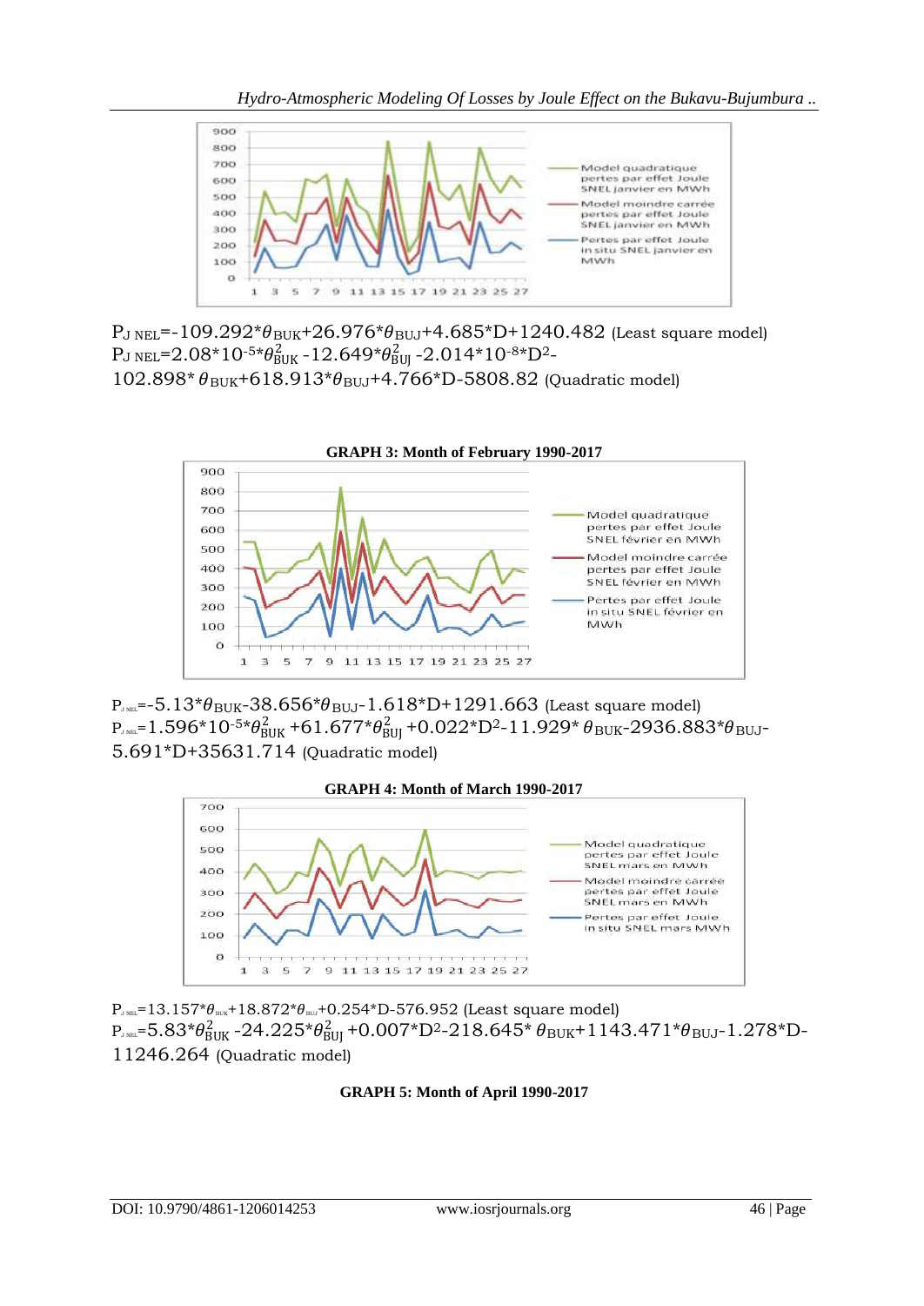$P_{J\ NEL}$=-109.292*$\theta_{BUK}$+26.976*$\theta_{BUJ}$+4.685*D+1240.482 (Least square model)

$P_{J\ NEL}$=2.08*$10^{-5}$*$\theta_{BUK}^{2}$ -12.649*$\theta_{BUJ}^{2}$ -2.014*$10^{-8}$*$D^2$-102.898*$\theta_{BUK}$+618.913*$\theta_{BUJ}$+4.766*D-5808.82 (Quadratic model)

**GRAPH 3: Month of February 1990-2017**

$P_{J\ NEL}$=-5.13*$\theta_{BUK}$-38.656*$\theta_{BUJ}$-1.618*D+1291.663 (Least square model)

$P_{J\ NEL}$=1.596*$10^{-5}$*$\theta_{BUK}^{2}$ +61.677*$\theta_{BUJ}^{2}$ +0.022*$D^2$-11.929*$\theta_{BUK}$-2936.883*$\theta_{BUJ}$-5.691*D+35631.714 (Quadratic model)

**GRAPH 4: Month of March 1990-2017**

$P_{J\ NEL}$=13.157*$\theta_{BUK}$+18.872*$\theta_{BUJ}$+0.254*D-576.952 (Least square model)

$P_{J\ NEL}$=5.83*$\theta_{BUK}^{2}$ -24.225*$\theta_{BUJ}^{2}$ +0.007*$D^2$-218.645*$\theta_{BUK}$+1143.471*$\theta_{BUJ}$-1.278*D-11246.264 (Quadratic model)

**GRAPH 5: Month of April 1990-2017**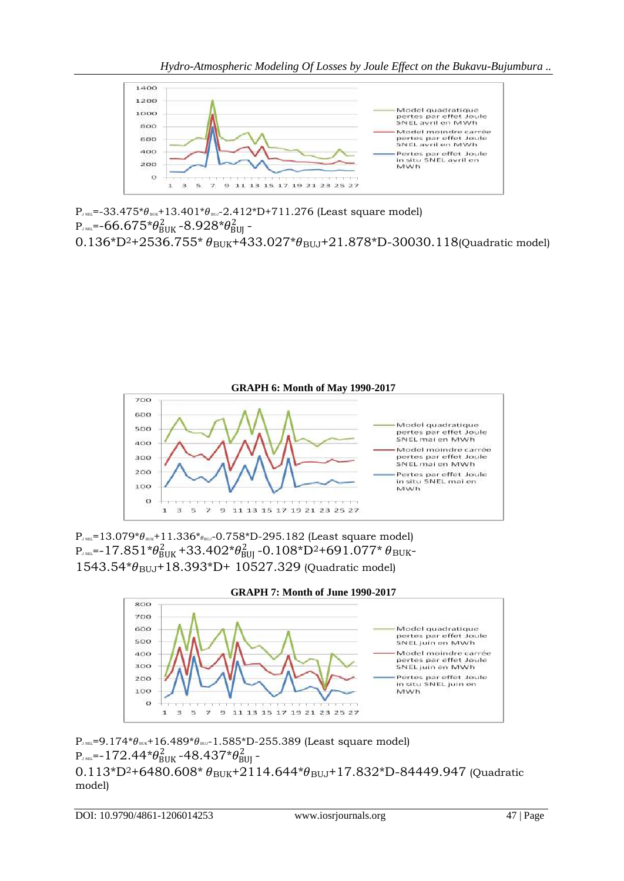$P_{J\,SNEL}$=-33.475*$\theta_{BUK}$+13.401*$\theta_{BUJ}$-2.412*D+711.276 (Least square model)

$P_{J\,SNEL}$=-66.675*$\theta_{BUK}^2$-8.928*$\theta_{BUJ}^2$-0.136*D²+2536.755*$\theta_{BUK}$+433.027*$\theta_{BUJ}$+21.878*D-30030.118 (Quadratic model)

**GRAPH 6: Month of May 1990-2017**

$P_{J\,SNEL}$=13.079*$\theta_{BUK}$+11.336*$\theta_{BUJ}$-0.758*D-295.182 (Least square model)

$P_{J\,SNEL}$=-17.851*$\theta_{BUK}^2$+33.402*$\theta_{BUJ}^2$-0.108*D²+691.077*$\theta_{BUK}$-1543.54*$\theta_{BUJ}$+18.393*D+ 10527.329 (Quadratic model)

**GRAPH 7: Month of June 1990-2017**

$P_{J\,SNEL}$=9.174*$\theta_{BUK}$+16.489*$\theta_{BUJ}$-1.585*D-255.389 (Least square model)

$P_{J\,SNEL}$=-172.44*$\theta_{BUK}^2$-48.437*$\theta_{BUJ}^2$-0.113*D²+6480.608*$\theta_{BUK}$+2114.644*$\theta_{BUJ}$+17.832*D-84449.947 (Quadratic model)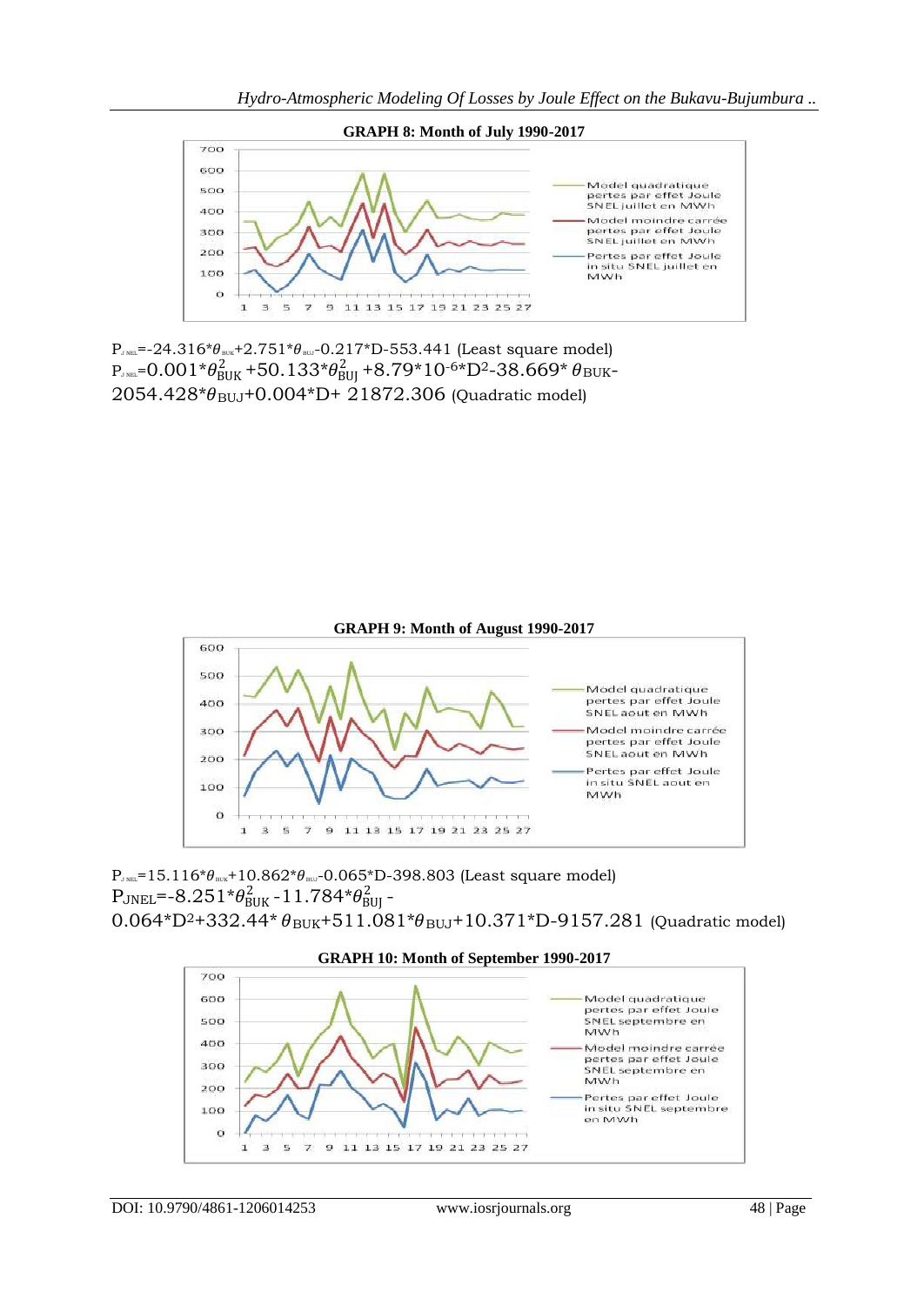**GRAPH 8: Month of July 1990-2017**

$P_{JNEL}$=-24.316*$\theta_{BUK}$+2.751*$\theta_{BUJ}$-0.217*D-553.441 (Least square model)

$P_{JNEL}$=0.001*$\theta_{BUK}^2$+50.133*$\theta_{BUJ}^2$+8.79*$10^{-6}$*$D^2$-38.669*$\theta_{BUK}$-2054.428*$\theta_{BUJ}$+0.004*D+ 21872.306 (Quadratic model)

**GRAPH 9: Month of August 1990-2017**

$P_{JNEL}$=15.116*$\theta_{BUK}$+10.862*$\theta_{BUJ}$-0.065*D-398.803 (Least square model)

$P_{JNEL}$=-8.251*$\theta_{BUK}^2$-11.784*$\theta_{BUJ}^2$-0.064*$D^2$+332.44*$\theta_{BUK}$+511.081*$\theta_{BUJ}$+10.371*D-9157.281 (Quadratic model)

**GRAPH 10: Month of September 1990-2017**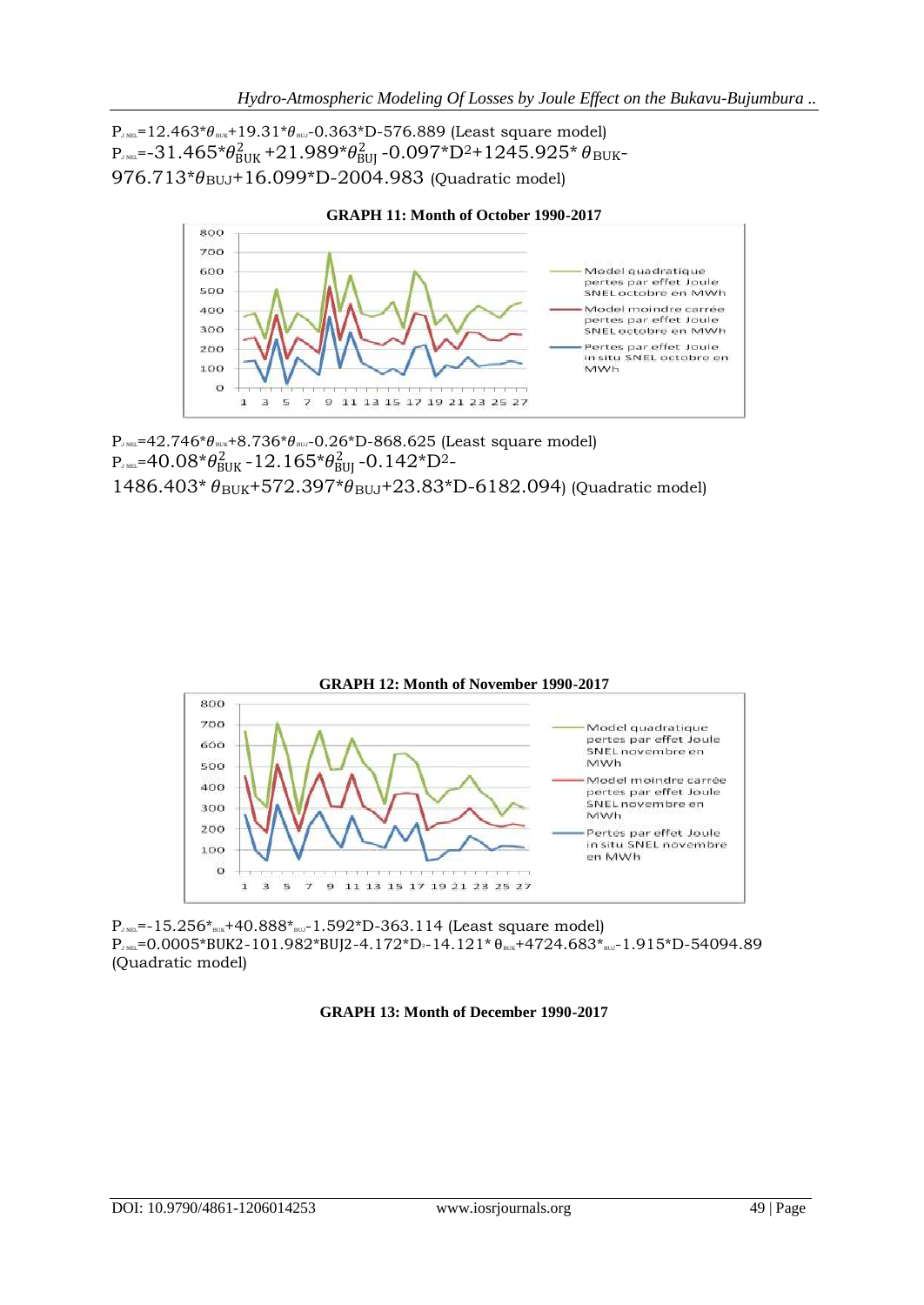$P_{J\,NEL}$=12.463*$\theta_{BUK}$+19.31*$\theta_{BUJ}$-0.363*D-576.889 (Least square model)
$P_{J\,NEL}$=-31.465*$\theta_{BUK}^2$+21.989*$\theta_{BUJ}^2$-0.097*$D^2$+1245.925*$\theta_{BUK}$-976.713*$\theta_{BUJ}$+16.099*D-2004.983 (Quadratic model)

**GRAPH 11: Month of October 1990-2017**

$P_{J\,NEL}$=42.746*$\theta_{BUK}$+8.736*$\theta_{BUJ}$-0.26*D-868.625 (Least square model)
$P_{J\,NEL}$=40.08*$\theta_{BUK}^2$-12.165*$\theta_{BUJ}^2$-0.142*$D^2$-1486.403*$\theta_{BUK}$+572.397*$\theta_{BUJ}$+23.83*D-6182.094) (Quadratic model)

**GRAPH 12: Month of November 1990-2017**

$P_{J\,NEL}$=-15.256*$_{BUK}$+40.888*$_{BUJ}$-1.592*D-363.114 (Least square model)
$P_{J\,NEL}$=0.0005*BUK2-101.982*BUJ2-4.172*$D^2$-14.121*$\theta_{BUK}$+4724.683*$_{BUJ}$-1.915*D-54094.89 (Quadratic model)

**GRAPH 13: Month of December 1990-2017**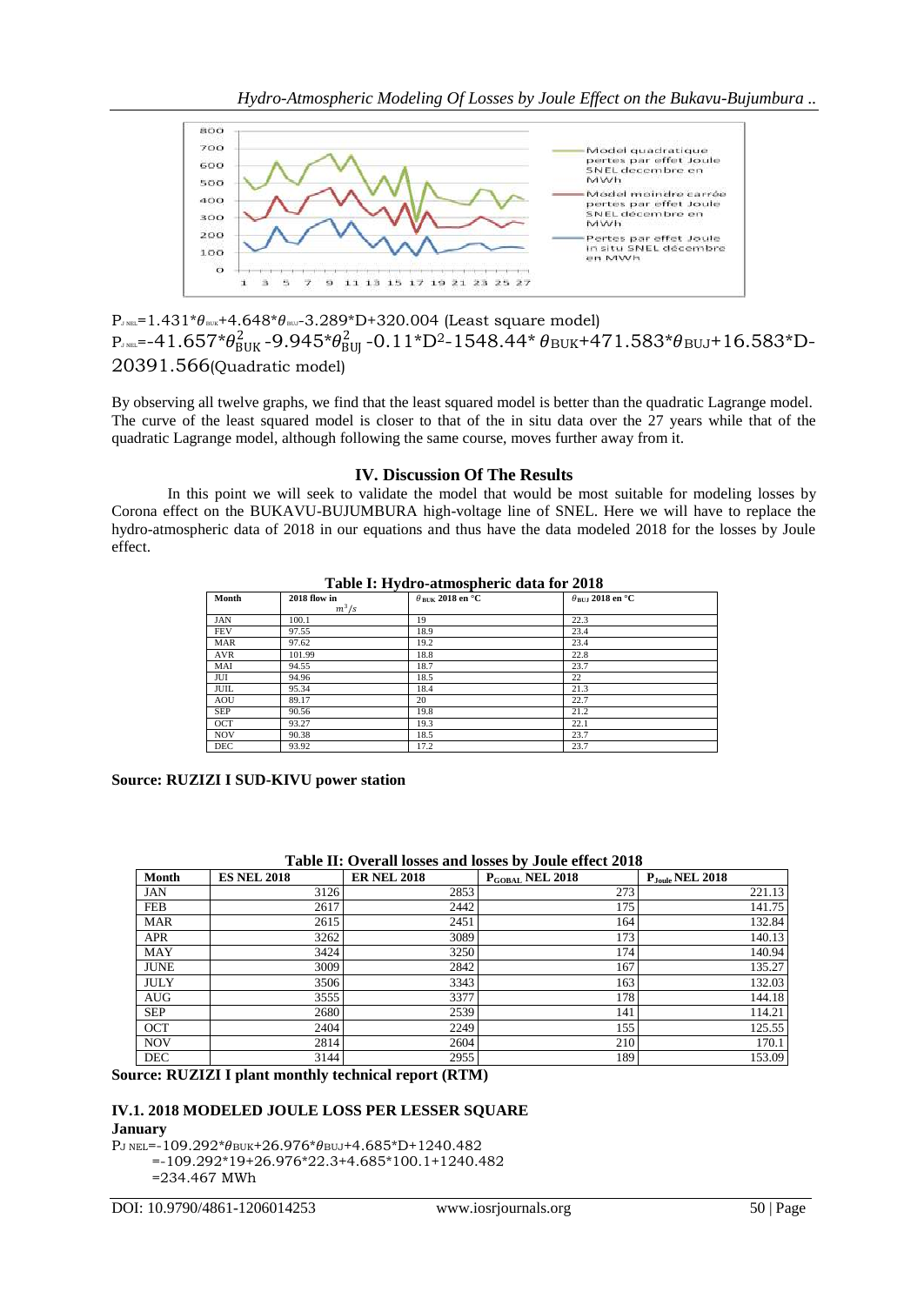$P_{J\,NEL}$=1.431*$\theta_{BUK}$+4.648*$\theta_{BUJ}$-3.289*D+320.004 (Least square model)

$P_{J\,NEL}$=-41.657*$\theta_{BUK}^2$ -9.945*$\theta_{BUJ}^2$ -0.11*$D^2$-1548.44* $\theta_{BUK}$+471.583*$\theta_{BUJ}$+16.583*D-20391.566(Quadratic model)

By observing all twelve graphs, we find that the least squared model is better than the quadratic Lagrange model. The curve of the least squared model is closer to that of the in situ data over the 27 years while that of the quadratic Lagrange model, although following the same course, moves further away from it.

## IV. Discussion Of The Results

In this point we will seek to validate the model that would be most suitable for modeling losses by Corona effect on the BUKAVU-BUJUMBURA high-voltage line of SNEL. Here we will have to replace the hydro-atmospheric data of 2018 in our equations and thus have the data modeled 2018 for the losses by Joule effect.

**Table I: Hydro-atmospheric data for 2018**

| Month | 2018 flow in $m^3/s$ | $\theta_{BUK}$ 2018 en °C | $\theta_{BUJ}$ 2018 en °C |
|---|---|---|---|
| JAN | 100.1 | 19 | 22.3 |
| FEV | 97.55 | 18.9 | 23.4 |
| MAR | 97.62 | 19.2 | 23.4 |
| AVR | 101.99 | 18.8 | 22.8 |
| MAI | 94.55 | 18.7 | 23.7 |
| JUI | 94.96 | 18.5 | 22 |
| JUIL | 95.34 | 18.4 | 21.3 |
| AOU | 89.17 | 20 | 22.7 |
| SEP | 90.56 | 19.8 | 21.2 |
| OCT | 93.27 | 19.3 | 22.1 |
| NOV | 90.38 | 18.5 | 23.7 |
| DEC | 93.92 | 17.2 | 23.7 |

**Source: RUZIZI I SUD-KIVU power station**

**Table II: Overall losses and losses by Joule effect 2018**

| Month | ES NEL 2018 | ER NEL 2018 | $P_{GOBAL}$ NEL 2018 | $P_{Joule}$ NEL 2018 |
|---|---|---|---|---|
| JAN | 3126 | 2853 | 273 | 221.13 |
| FEB | 2617 | 2442 | 175 | 141.75 |
| MAR | 2615 | 2451 | 164 | 132.84 |
| APR | 3262 | 3089 | 173 | 140.13 |
| MAY | 3424 | 3250 | 174 | 140.94 |
| JUNE | 3009 | 2842 | 167 | 135.27 |
| JULY | 3506 | 3343 | 163 | 132.03 |
| AUG | 3555 | 3377 | 178 | 144.18 |
| SEP | 2680 | 2539 | 141 | 114.21 |
| OCT | 2404 | 2249 | 155 | 125.55 |
| NOV | 2814 | 2604 | 210 | 170.1 |
| DEC | 3144 | 2955 | 189 | 153.09 |

**Source: RUZIZI I plant monthly technical report (RTM)**

### IV.1. 2018 MODELED JOULE LOSS PER LESSER SQUARE

**January**

$P_{J\,NEL}$=-109.292*$\theta_{BUK}$+26.976*$\theta_{BUJ}$+4.685*D+1240.482
=-109.292*19+26.976*22.3+4.685*100.1+1240.482
=234.467 MWh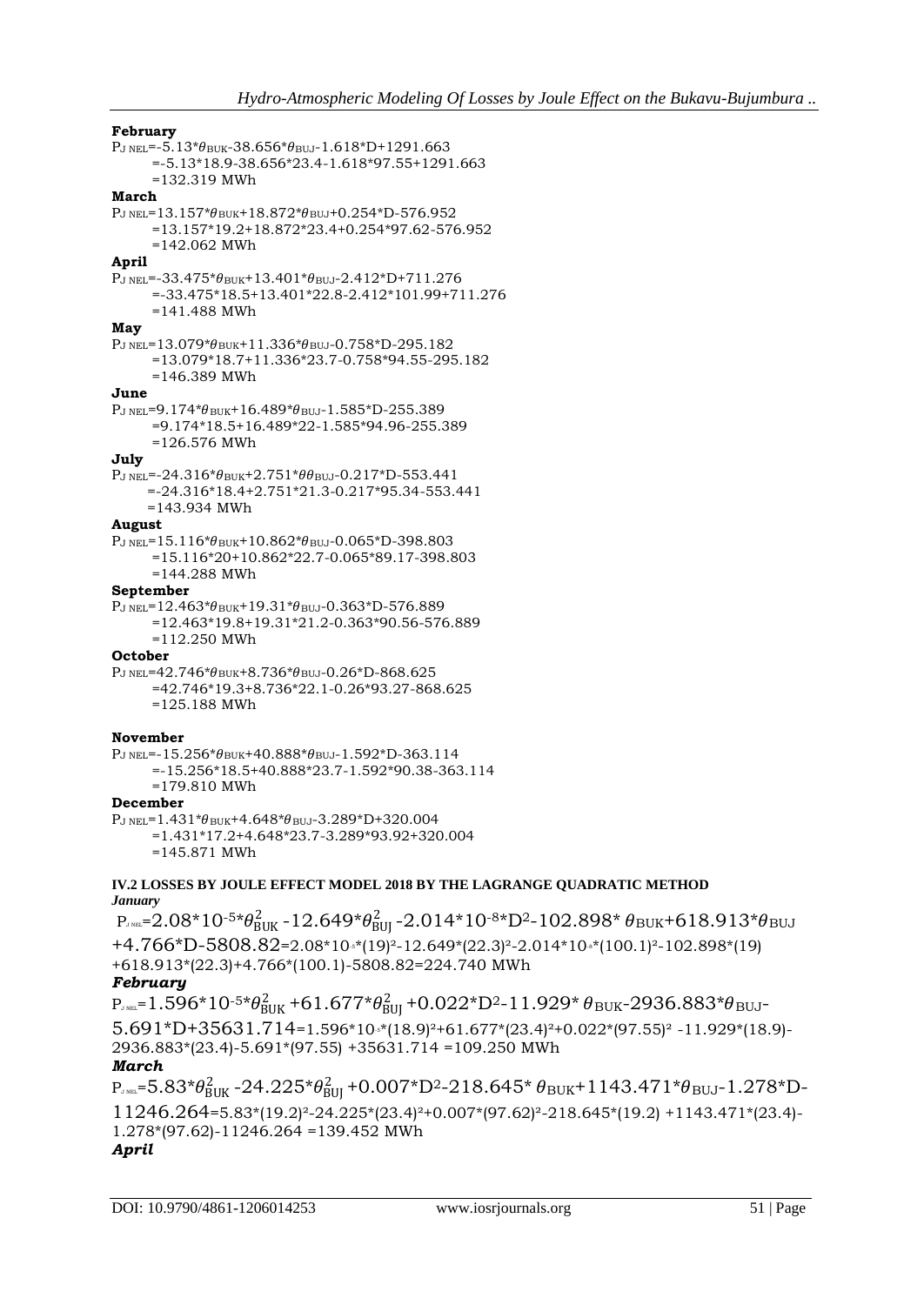**February**

$P_{J\ NEL}$=-5.13\*$\theta_{BUK}$-38.656\*$\theta_{BUJ}$-1.618\*D+1291.663
=-5.13\*18.9-38.656\*23.4-1.618\*97.55+1291.663
=132.319 MWh

**March**

$P_{J\ NEL}$=13.157\*$\theta_{BUK}$+18.872\*$\theta_{BUJ}$+0.254\*D-576.952
=13.157\*19.2+18.872\*23.4+0.254\*97.62-576.952
=142.062 MWh

**April**

$P_{J\ NEL}$=-33.475\*$\theta_{BUK}$+13.401\*$\theta_{BUJ}$-2.412\*D+711.276
=-33.475\*18.5+13.401\*22.8-2.412\*101.99+711.276
=141.488 MWh

**May**

$P_{J\ NEL}$=13.079\*$\theta_{BUK}$+11.336\*$\theta_{BUJ}$-0.758\*D-295.182
=13.079\*18.7+11.336\*23.7-0.758\*94.55-295.182
=146.389 MWh

**June**

$P_{J\ NEL}$=9.174\*$\theta_{BUK}$+16.489\*$\theta_{BUJ}$-1.585\*D-255.389
=9.174\*18.5+16.489\*22-1.585\*94.96-255.389
=126.576 MWh

**July**

$P_{J\ NEL}$=-24.316\*$\theta_{BUK}$+2.751\*$\theta\theta_{BUJ}$-0.217\*D-553.441
=-24.316\*18.4+2.751\*21.3-0.217\*95.34-553.441
=143.934 MWh

**August**

$P_{J\ NEL}$=15.116\*$\theta_{BUK}$+10.862\*$\theta_{BUJ}$-0.065\*D-398.803
=15.116\*20+10.862\*22.7-0.065\*89.17-398.803
=144.288 MWh

**September**

$P_{J\ NEL}$=12.463\*$\theta_{BUK}$+19.31\*$\theta_{BUJ}$-0.363\*D-576.889
=12.463\*19.8+19.31\*21.2-0.363\*90.56-576.889
=112.250 MWh

**October**

$P_{J\ NEL}$=42.746\*$\theta_{BUK}$+8.736\*$\theta_{BUJ}$-0.26\*D-868.625
=42.746\*19.3+8.736\*22.1-0.26\*93.27-868.625
=125.188 MWh

**November**

$P_{J\ NEL}$=-15.256\*$\theta_{BUK}$+40.888\*$\theta_{BUJ}$-1.592\*D-363.114
=-15.256\*18.5+40.888\*23.7-1.592\*90.38-363.114
=179.810 MWh

**December**

$P_{J\ NEL}$=1.431\*$\theta_{BUK}$+4.648\*$\theta_{BUJ}$-3.289\*D+320.004
=1.431\*17.2+4.648\*23.7-3.289\*93.92+320.004
=145.871 MWh

## IV.2 LOSSES BY JOULE EFFECT MODEL 2018 BY THE LAGRANGE QUADRATIC METHOD

***January***

$P_{J\ NEL}$=2.08\*$10^{-5}$\*$\theta_{BUK}^2$ -12.649\*$\theta_{BUJ}^2$ -2.014\*$10^{-8}$\*$D^2$-102.898\* $\theta_{BUK}$+618.913\*$\theta_{BUJ}$ +4.766\*D-5808.82=2.08\*$10^{-5}$\*$(19)^2$-12.649\*$(22.3)^2$-2.014\*$10^{-8}$\*$(100.1)^2$-102.898\*(19) +618.913\*(22.3)+4.766\*(100.1)-5808.82=224.740 MWh

***February***

$P_{J\ NEL}$=1.596\*$10^{-5}$\*$\theta_{BUK}^2$ +61.677\*$\theta_{BUJ}^2$ +0.022\*$D^2$-11.929\* $\theta_{BUK}$-2936.883\*$\theta_{BUJ}$-5.691\*D+35631.714=1.596\*$10^{-5}$\*$(18.9)^2$+61.677\*$(23.4)^2$+0.022\*$(97.55)^2$ -11.929\*(18.9)-2936.883\*(23.4)-5.691\*(97.55) +35631.714 =109.250 MWh

***March***

$P_{J\ NEL}$=5.83\*$\theta_{BUK}^2$ -24.225\*$\theta_{BUJ}^2$ +0.007\*$D^2$-218.645\* $\theta_{BUK}$+1143.471\*$\theta_{BUJ}$-1.278\*D-11246.264=5.83\*$(19.2)^2$-24.225\*$(23.4)^2$+0.007\*$(97.62)^2$-218.645\*(19.2) +1143.471\*(23.4)-1.278\*(97.62)-11246.264 =139.452 MWh

***April***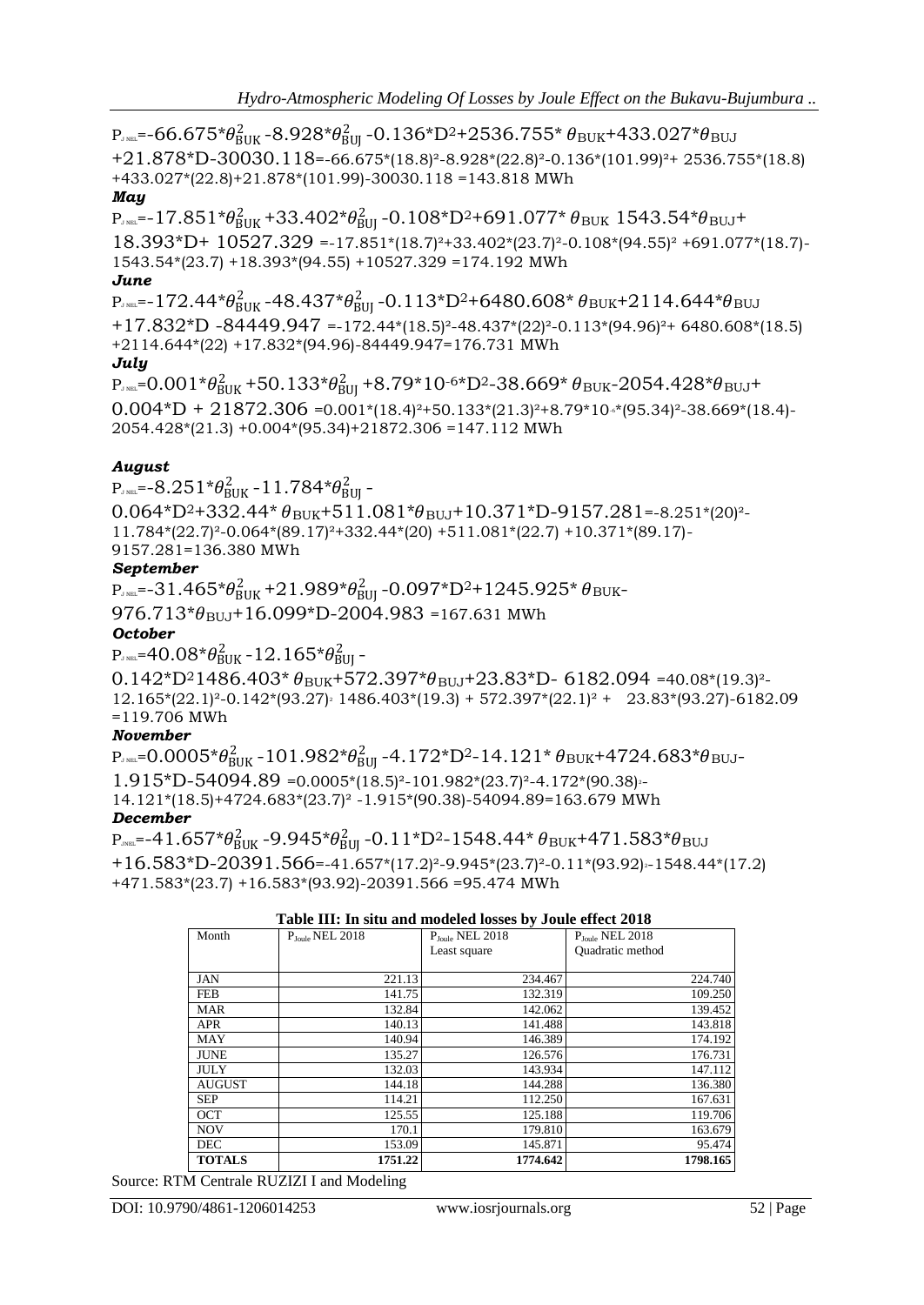$P_{J\,NEL}$=$-66.675*\theta_{BUK}^2 - 8.928*\theta_{BUJ}^2 - 0.136*D^2 + 2536.755*\theta_{BUK} + 433.027*\theta_{BUJ} + 21.878*D - 30030.118$ =-66.675*(18.8)²-8.928*(22.8)²-0.136*(101.99)²+ 2536.755*(18.8) +433.027*(22.8)+21.878*(101.99)-30030.118 =143.818 MWh

***May***

$P_{J\,NEL}$=$-17.851*\theta_{BUK}^2 + 33.402*\theta_{BUJ}^2 - 0.108*D^2 + 691.077*\theta_{BUK}\ 1543.54*\theta_{BUJ} + 18.393*D + 10527.329$ =-17.851*(18.7)²+33.402*(23.7)²-0.108*(94.55)² +691.077*(18.7)-1543.54*(23.7) +18.393*(94.55) +10527.329 =174.192 MWh

***June***

$P_{J\,NEL}$=$-172.44*\theta_{BUK}^2 - 48.437*\theta_{BUJ}^2 - 0.113*D^2 + 6480.608*\theta_{BUK} + 2114.644*\theta_{BUJ} + 17.832*D - 84449.947$ =-172.44*(18.5)²-48.437*(22)²-0.113*(94.96)²+ 6480.608*(18.5) +2114.644*(22) +17.832*(94.96)-84449.947=176.731 MWh

***July***

$P_{J\,NEL}$=$0.001*\theta_{BUK}^2 + 50.133*\theta_{BUJ}^2 + 8.79*10^{-6}*D^2 - 38.669*\theta_{BUK} - 2054.428*\theta_{BUJ} + 0.004*D + 21872.306$ =0.001*(18.4)²+50.133*(21.3)²+8.79*10⁻⁶*(95.34)²-38.669*(18.4)-2054.428*(21.3) +0.004*(95.34)+21872.306 =147.112 MWh

***August***

$P_{J\,NEL}$=$-8.251*\theta_{BUK}^2 - 11.784*\theta_{BUJ}^2 - 0.064*D^2 + 332.44*\theta_{BUK} + 511.081*\theta_{BUJ} + 10.371*D - 9157.281$ =-8.251*(20)²-11.784*(22.7)²-0.064*(89.17)²+332.44*(20) +511.081*(22.7) +10.371*(89.17)-9157.281=136.380 MWh

***September***

$P_{J\,NEL}$=$-31.465*\theta_{BUK}^2 + 21.989*\theta_{BUJ}^2 - 0.097*D^2 + 1245.925*\theta_{BUK} - 976.713*\theta_{BUJ} + 16.099*D - 2004.983$ =167.631 MWh

***October***

$P_{J\,NEL}$=$40.08*\theta_{BUK}^2 - 12.165*\theta_{BUJ}^2 - 0.142*D^2 1486.403*\theta_{BUK} + 572.397*\theta_{BUJ} + 23.83*D - 6182.094$ =40.08*(19.3)²-12.165*(22.1)²-0.142*(93.27)² 1486.403*(19.3) + 572.397*(22.1)² + 23.83*(93.27)-6182.09 =119.706 MWh

***November***

$P_{J\,NEL}$=$0.0005*\theta_{BUK}^2 - 101.982*\theta_{BUJ}^2 - 4.172*D^2 - 14.121*\theta_{BUK} + 4724.683*\theta_{BUJ} - 1.915*D - 54094.89$ =0.0005*(18.5)²-101.982*(23.7)²-4.172*(90.38)²-14.121*(18.5)+4724.683*(23.7)² -1.915*(90.38)-54094.89=163.679 MWh

***December***

$P_{J\,NEL}$=$-41.657*\theta_{BUK}^2 - 9.945*\theta_{BUJ}^2 - 0.11*D^2 - 1548.44*\theta_{BUK} + 471.583*\theta_{BUJ} + 16.583*D - 20391.566$ =-41.657*(17.2)²-9.945*(23.7)²-0.11*(93.92)²-1548.44*(17.2) +471.583*(23.7) +16.583*(93.92)-20391.566 =95.474 MWh

**Table III: In situ and modeled losses by Joule effect 2018**

| Month | $P_{Joule}$ NEL 2018 | $P_{Joule}$ NEL 2018 Least square | $P_{Joule}$ NEL 2018 Quadratic method |
|---|---|---|---|
| JAN | 221.13 | 234.467 | 224.740 |
| FEB | 141.75 | 132.319 | 109.250 |
| MAR | 132.84 | 142.062 | 139.452 |
| APR | 140.13 | 141.488 | 143.818 |
| MAY | 140.94 | 146.389 | 174.192 |
| JUNE | 135.27 | 126.576 | 176.731 |
| JULY | 132.03 | 143.934 | 147.112 |
| AUGUST | 144.18 | 144.288 | 136.380 |
| SEP | 114.21 | 112.250 | 167.631 |
| OCT | 125.55 | 125.188 | 119.706 |
| NOV | 170.1 | 179.810 | 163.679 |
| DEC | 153.09 | 145.871 | 95.474 |
| **TOTALS** | **1751.22** | **1774.642** | **1798.165** |

Source: RTM Centrale RUZIZI I and Modeling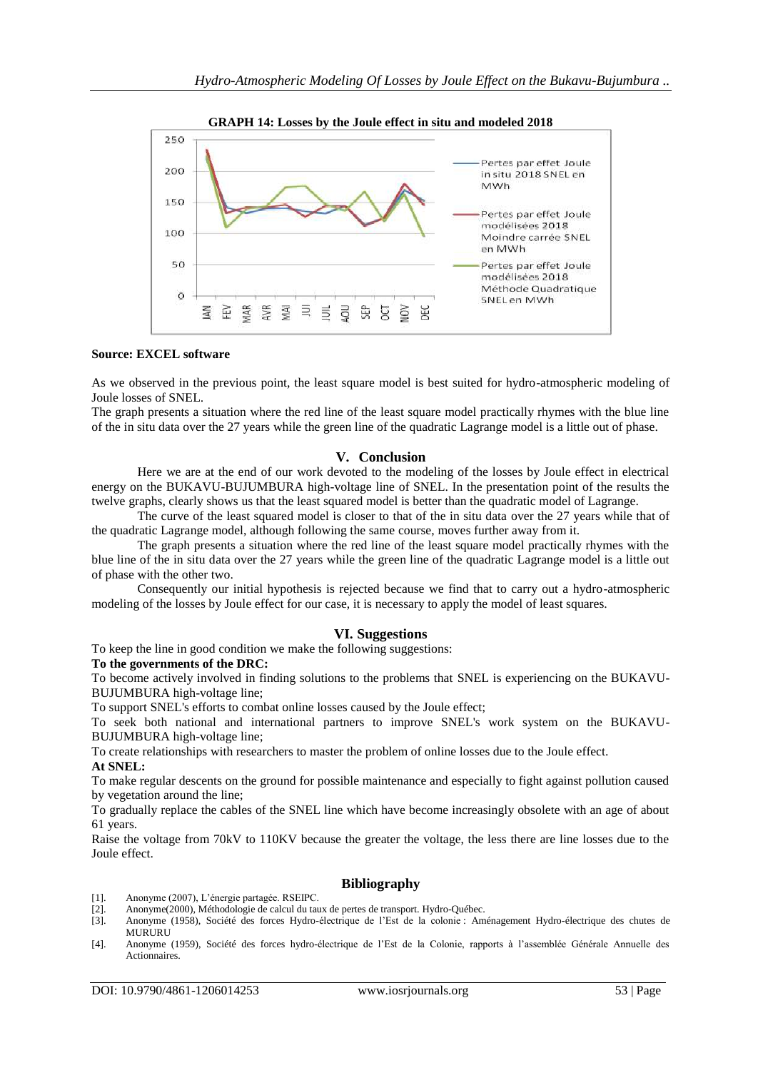**GRAPH 14: Losses by the Joule effect in situ and modeled 2018**

**Source: EXCEL software**

As we observed in the previous point, the least square model is best suited for hydro-atmospheric modeling of Joule losses of SNEL.

The graph presents a situation where the red line of the least square model practically rhymes with the blue line of the in situ data over the 27 years while the green line of the quadratic Lagrange model is a little out of phase.

## V. Conclusion

Here we are at the end of our work devoted to the modeling of the losses by Joule effect in electrical energy on the BUKAVU-BUJUMBURA high-voltage line of SNEL. In the presentation point of the results the twelve graphs, clearly shows us that the least squared model is better than the quadratic model of Lagrange.

The curve of the least squared model is closer to that of the in situ data over the 27 years while that of the quadratic Lagrange model, although following the same course, moves further away from it.

The graph presents a situation where the red line of the least square model practically rhymes with the blue line of the in situ data over the 27 years while the green line of the quadratic Lagrange model is a little out of phase with the other two.

Consequently our initial hypothesis is rejected because we find that to carry out a hydro-atmospheric modeling of the losses by Joule effect for our case, it is necessary to apply the model of least squares.

## VI. Suggestions

To keep the line in good condition we make the following suggestions:

**To the governments of the DRC:**

To become actively involved in finding solutions to the problems that SNEL is experiencing on the BUKAVU-BUJUMBURA high-voltage line;

To support SNEL's efforts to combat online losses caused by the Joule effect;

To seek both national and international partners to improve SNEL's work system on the BUKAVU-BUJUMBURA high-voltage line;

To create relationships with researchers to master the problem of online losses due to the Joule effect.

**At SNEL:**

To make regular descents on the ground for possible maintenance and especially to fight against pollution caused by vegetation around the line;

To gradually replace the cables of the SNEL line which have become increasingly obsolete with an age of about 61 years.

Raise the voltage from 70kV to 110KV because the greater the voltage, the less there are line losses due to the Joule effect.

## Bibliography

[1]. Anonyme (2007), L'énergie partagée. RSEIPC.

[2]. Anonyme(2000), Méthodologie de calcul du taux de pertes de transport. Hydro-Québec.

[3]. Anonyme (1958), Société des forces Hydro-électrique de l'Est de la colonie : Aménagement Hydro-électrique des chutes de MURURU

[4]. Anonyme (1959), Société des forces hydro-électrique de l'Est de la Colonie, rapports à l'assemblée Générale Annuelle des Actionnaires.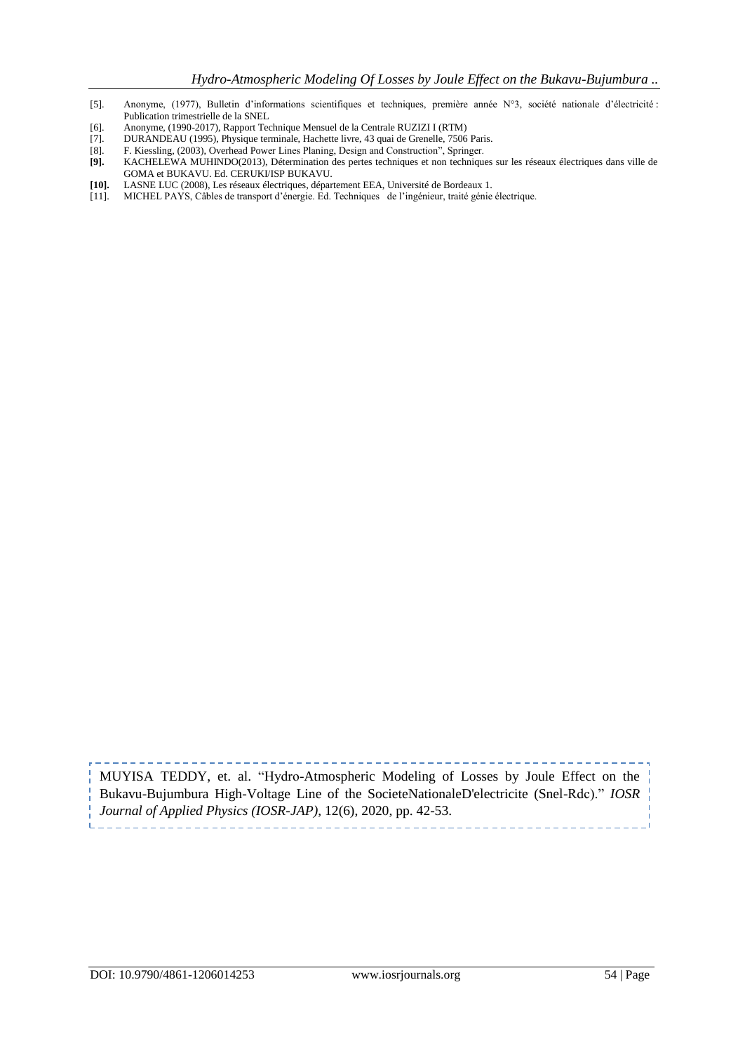[5]. Anonyme, (1977), Bulletin d'informations scientifiques et techniques, première année N°3, société nationale d'électricité : Publication trimestrielle de la SNEL

[6]. Anonyme, (1990-2017), Rapport Technique Mensuel de la Centrale RUZIZI I (RTM)

[7]. DURANDEAU (1995), Physique terminale, Hachette livre, 43 quai de Grenelle, 7506 Paris.

[8]. F. Kiessling, (2003), Overhead Power Lines Planing, Design and Construction", Springer.

**[9].** KACHELEWA MUHINDO(2013), Détermination des pertes techniques et non techniques sur les réseaux électriques dans ville de GOMA et BUKAVU. Ed. CERUKI/ISP BUKAVU.

**[10].** LASNE LUC (2008), Les réseaux électriques, département EEA, Université de Bordeaux 1.

[11]. MICHEL PAYS, Câbles de transport d'énergie. Ed. Techniques de l'ingénieur, traité génie électrique.

MUYISA TEDDY, et. al. "Hydro-Atmospheric Modeling of Losses by Joule Effect on the Bukavu-Bujumbura High-Voltage Line of the SocieteNationaleD'electricite (Snel-Rdc)." *IOSR Journal of Applied Physics (IOSR-JAP)*, 12(6), 2020, pp. 42-53.